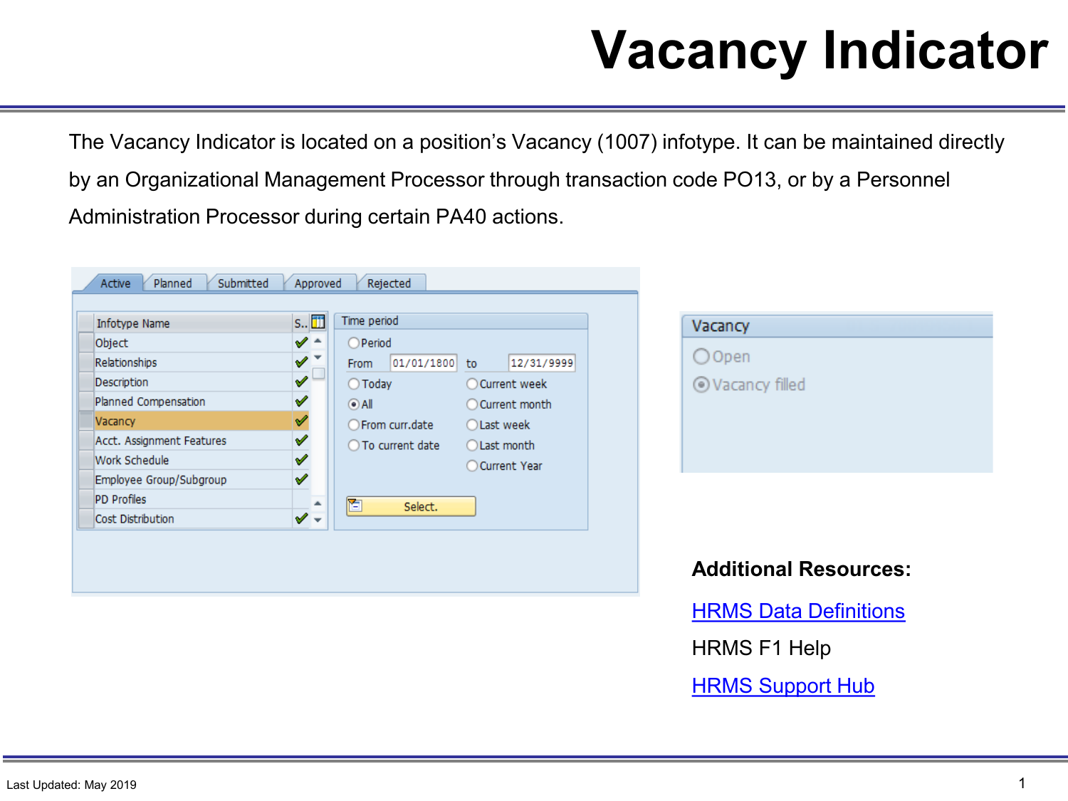# Vacancy Indicator

The Vacancy Indicator is located on a position's Vacancy (1007) infotype. It can be maintained directly by an Organizational Management Processor through transaction code PO13, or by a Personnel Administration Processor during certain PA40 actions.

Active | Planned | Submitted | Approved | Rejected

| Infotype Name | S.. |
|---|---|
| Object | ✓ |
| Relationships | ✓ |
| Description | ✓ |
| Planned Compensation | ✓ |
| Vacancy | ✓ |
| Acct. Assignment Features | ✓ |
| Work Schedule | ✓ |
| Employee Group/Subgroup | ✓ |
| PD Profiles | |
| Cost Distribution | ✓ |

Time period

- Period
- From 01/01/1800 to 12/31/9999
- Today
- All
- From curr.date
- To current date
- Current week
- Current month
- Last week
- Last month
- Current Year

Select.

Vacancy

- Open
- Vacancy filled

**Additional Resources:**

[HRMS Data Definitions]

HRMS F1 Help

[HRMS Support Hub]

Last Updated: May 2019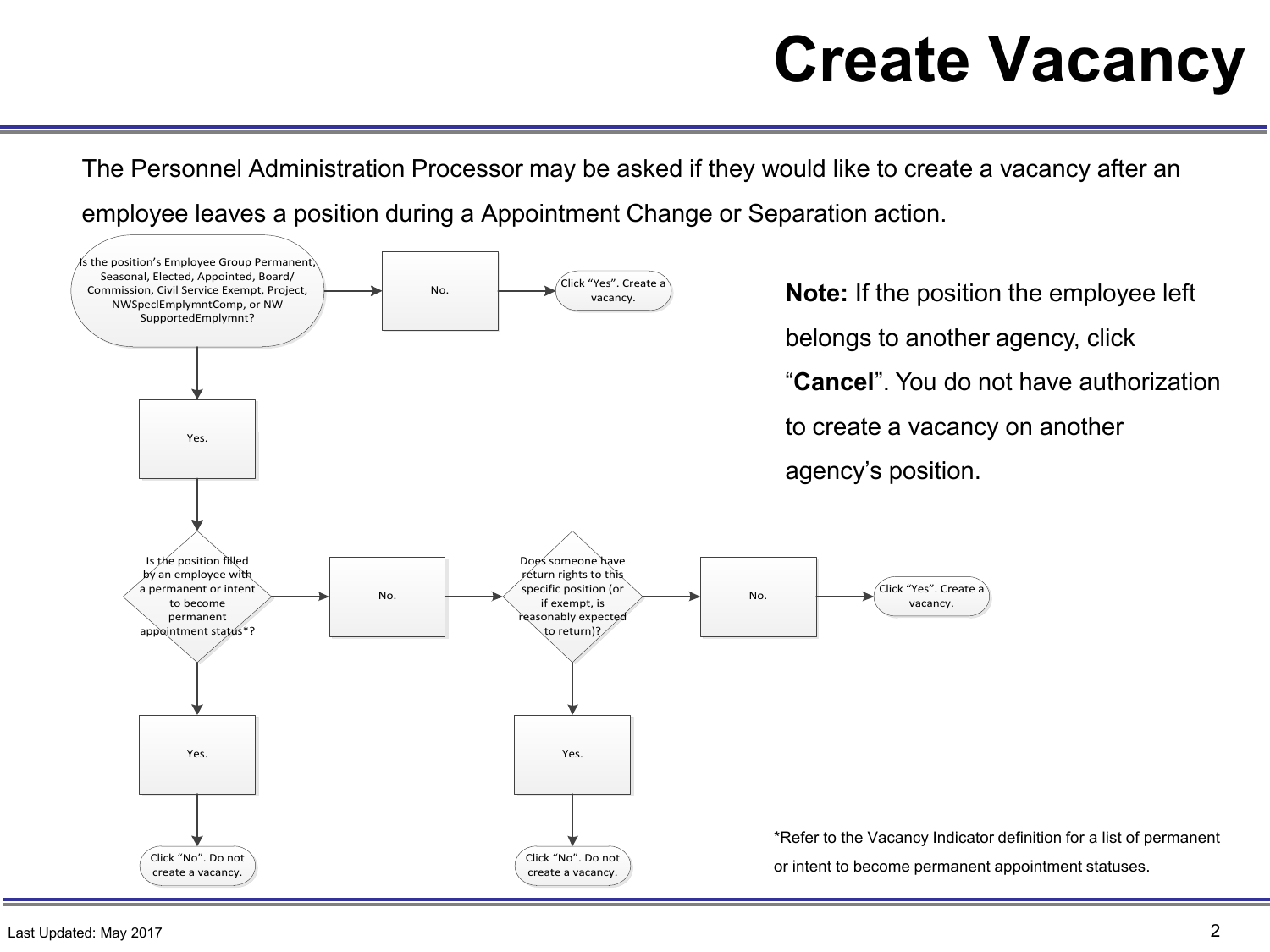# Create Vacancy

The Personnel Administration Processor may be asked if they would like to create a vacancy after an employee leaves a position during a Appointment Change or Separation action.

Is the position's Employee Group Permanent, Seasonal, Elected, Appointed, Board/ Commission, Civil Service Exempt, Project, NWSpeclEmplymntComp, or NW SupportedEmplymnt?

No. → Click "Yes". Create a vacancy.

Yes. ↓

Is the position filled by an employee with a permanent or intent to become permanent appointment status*?

Yes. → Click "No". Do not create a vacancy.

No. → Does someone have return rights to this specific position (or if exempt, is reasonably expected to return)?

Yes. → Click "No". Do not create a vacancy.

No. → Click "Yes". Create a vacancy.

**Note:** If the position the employee left belongs to another agency, click "**Cancel**". You do not have authorization to create a vacancy on another agency's position.

*Refer to the Vacancy Indicator definition for a list of permanent or intent to become permanent appointment statuses.

Last Updated: May 2017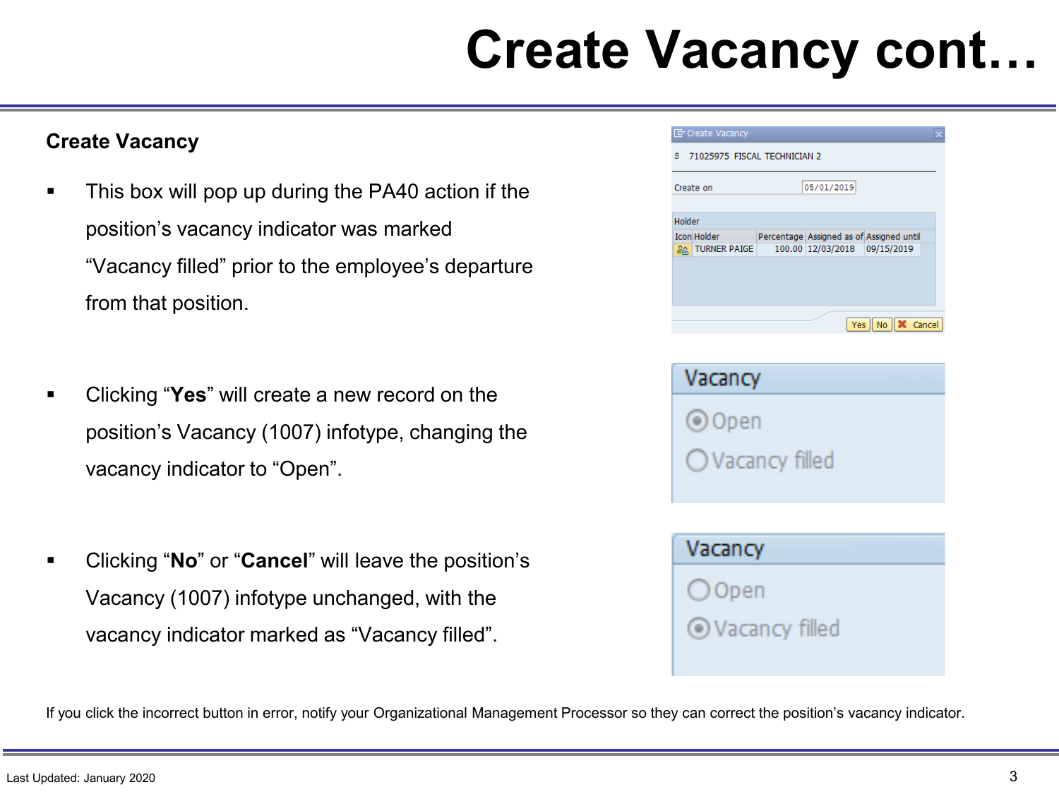# Create Vacancy cont…

### Create Vacancy

- This box will pop up during the PA40 action if the position's vacancy indicator was marked "Vacancy filled" prior to the employee's departure from that position.

- Clicking "**Yes**" will create a new record on the position's Vacancy (1007) infotype, changing the vacancy indicator to "Open".

- Clicking "**No**" or "**Cancel**" will leave the position's Vacancy (1007) infotype unchanged, with the vacancy indicator marked as "Vacancy filled".

Create Vacancy

S 71025975 FISCAL TECHNICIAN 2

Create on 05/01/2019

Holder

| Icon | Holder | Percentage | Assigned as of | Assigned until |
|---|---|---|---|---|
| | TURNER PAIGE | 100.00 | 12/03/2018 | 09/15/2019 |

Yes | No | Cancel

**Vacancy**

- (•) Open
- ( ) Vacancy filled

**Vacancy**

- ( ) Open
- (•) Vacancy filled

If you click the incorrect button in error, notify your Organizational Management Processor so they can correct the position's vacancy indicator.

Last Updated: January 2020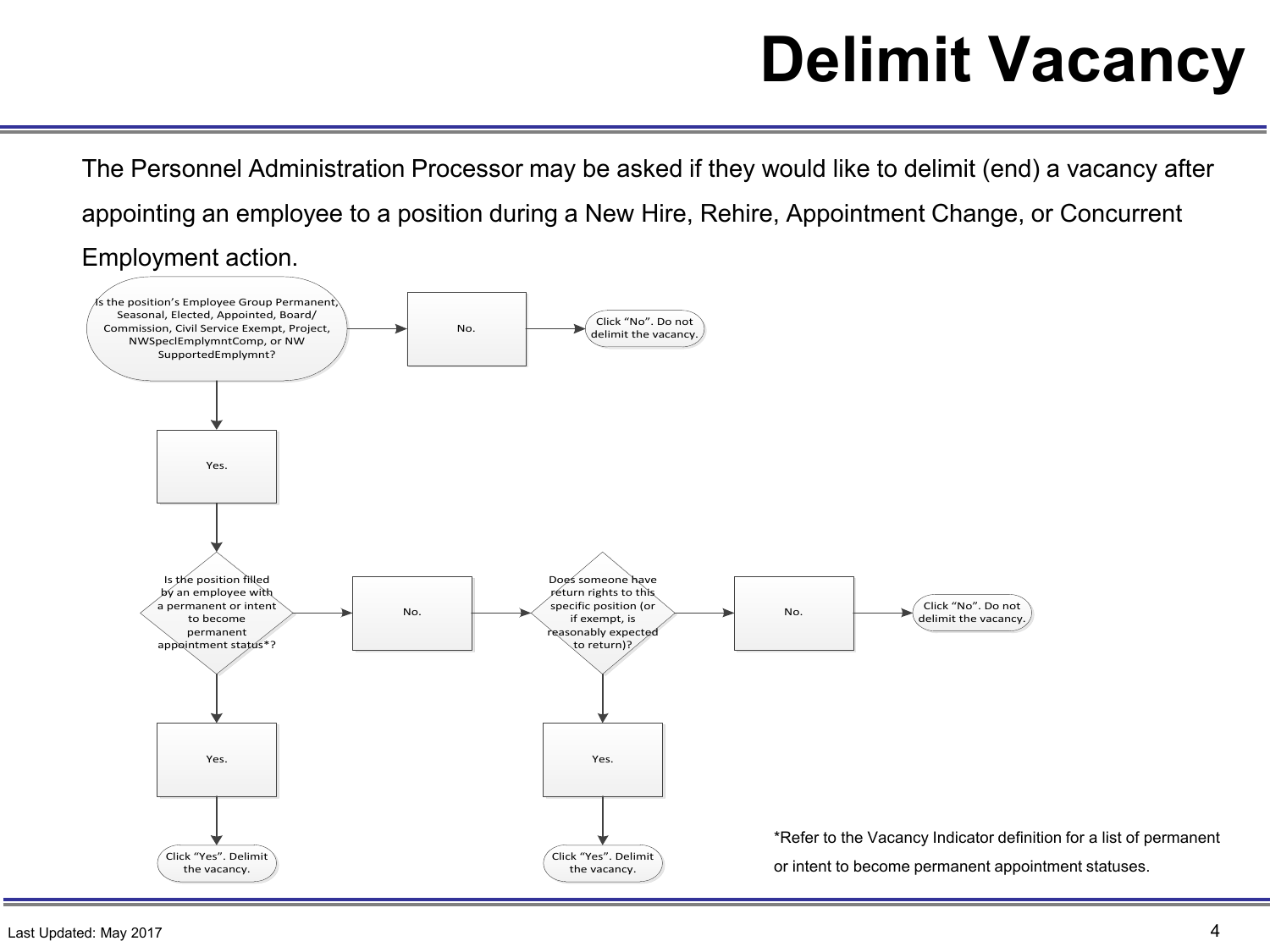# Delimit Vacancy

The Personnel Administration Processor may be asked if they would like to delimit (end) a vacancy after appointing an employee to a position during a New Hire, Rehire, Appointment Change, or Concurrent Employment action.

Is the position's Employee Group Permanent, Seasonal, Elected, Appointed, Board/ Commission, Civil Service Exempt, Project, NWSpeclEmplymntComp, or NW SupportedEmplymnt?

- No. → Click "No". Do not delimit the vacancy.
- Yes. → Is the position filled by an employee with a permanent or intent to become permanent appointment status*?
  - Yes. → Click "Yes". Delimit the vacancy.
  - No. → Does someone have return rights to this specific position (or if exempt, is reasonably expected to return)?
    - Yes. → Click "Yes". Delimit the vacancy.
    - No. → Click "No". Do not delimit the vacancy.

*Refer to the Vacancy Indicator definition for a list of permanent or intent to become permanent appointment statuses.

Last Updated: May 2017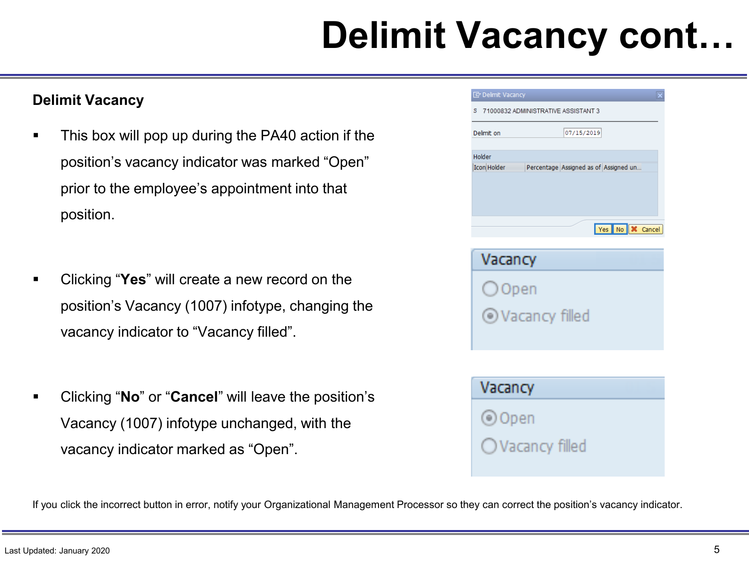# Delimit Vacancy cont…

### Delimit Vacancy

- This box will pop up during the PA40 action if the position's vacancy indicator was marked "Open" prior to the employee's appointment into that position.

- Clicking "**Yes**" will create a new record on the position's Vacancy (1007) infotype, changing the vacancy indicator to "Vacancy filled".

- Clicking "**No**" or "**Cancel**" will leave the position's Vacancy (1007) infotype unchanged, with the vacancy indicator marked as "Open".

If you click the incorrect button in error, notify your Organizational Management Processor so they can correct the position's vacancy indicator.

Last Updated: January 2020